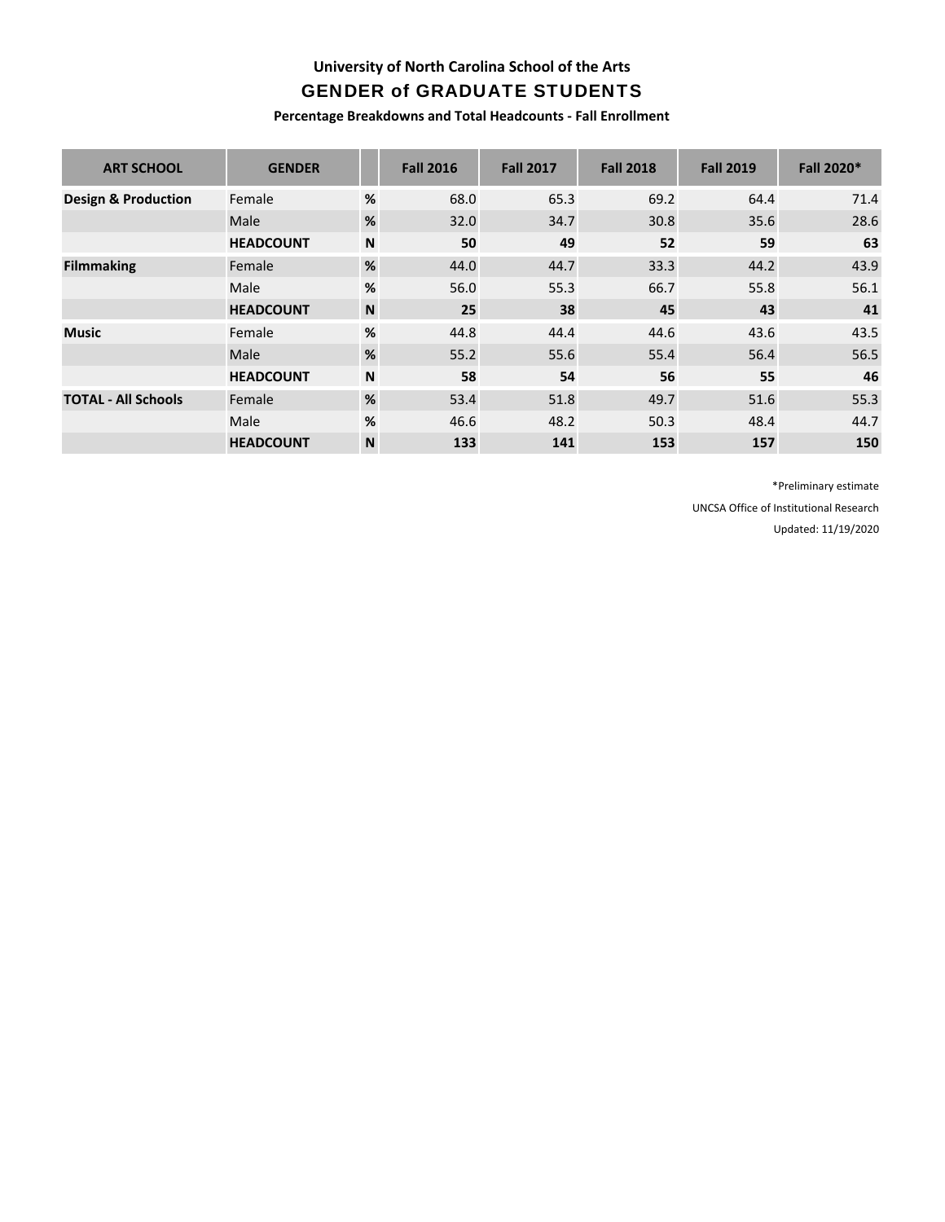# University of North Carolina School of the Arts

## GENDER of GRADUATE STUDENTS

**Percentage Breakdowns and Total Headcounts - Fall Enrollment**

| ART SCHOOL | GENDER | | Fall 2016 | Fall 2017 | Fall 2018 | Fall 2019 | Fall 2020* |
|---|---|---|---|---|---|---|---|
| **Design & Production** | Female | % | 68.0 | 65.3 | 69.2 | 64.4 | 71.4 |
| | Male | % | 32.0 | 34.7 | 30.8 | 35.6 | 28.6 |
| | **HEADCOUNT** | **N** | **50** | **49** | **52** | **59** | **63** |
| **Filmmaking** | Female | % | 44.0 | 44.7 | 33.3 | 44.2 | 43.9 |
| | Male | % | 56.0 | 55.3 | 66.7 | 55.8 | 56.1 |
| | **HEADCOUNT** | **N** | **25** | **38** | **45** | **43** | **41** |
| **Music** | Female | % | 44.8 | 44.4 | 44.6 | 43.6 | 43.5 |
| | Male | % | 55.2 | 55.6 | 55.4 | 56.4 | 56.5 |
| | **HEADCOUNT** | **N** | **58** | **54** | **56** | **55** | **46** |
| **TOTAL - All Schools** | Female | % | 53.4 | 51.8 | 49.7 | 51.6 | 55.3 |
| | Male | % | 46.6 | 48.2 | 50.3 | 48.4 | 44.7 |
| | **HEADCOUNT** | **N** | **133** | **141** | **153** | **157** | **150** |

*Preliminary estimate

UNCSA Office of Institutional Research

Updated: 11/19/2020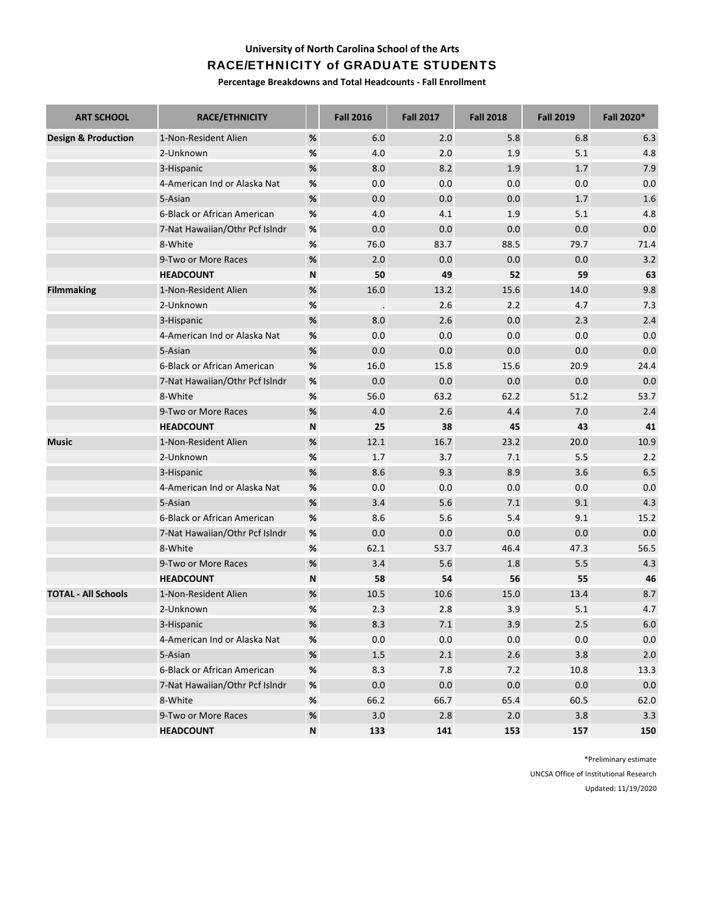### University of North Carolina School of the Arts

## RACE/ETHNICITY of GRADUATE STUDENTS

**Percentage Breakdowns and Total Headcounts - Fall Enrollment**

| ART SCHOOL | RACE/ETHNICITY | | Fall 2016 | Fall 2017 | Fall 2018 | Fall 2019 | Fall 2020* |
|---|---|---|---|---|---|---|---|
| **Design & Production** | 1-Non-Resident Alien | % | 6.0 | 2.0 | 5.8 | 6.8 | 6.3 |
| | 2-Unknown | % | 4.0 | 2.0 | 1.9 | 5.1 | 4.8 |
| | 3-Hispanic | % | 8.0 | 8.2 | 1.9 | 1.7 | 7.9 |
| | 4-American Ind or Alaska Nat | % | 0.0 | 0.0 | 0.0 | 0.0 | 0.0 |
| | 5-Asian | % | 0.0 | 0.0 | 0.0 | 1.7 | 1.6 |
| | 6-Black or African American | % | 4.0 | 4.1 | 1.9 | 5.1 | 4.8 |
| | 7-Nat Hawaiian/Othr Pcf Islndr | % | 0.0 | 0.0 | 0.0 | 0.0 | 0.0 |
| | 8-White | % | 76.0 | 83.7 | 88.5 | 79.7 | 71.4 |
| | 9-Two or More Races | % | 2.0 | 0.0 | 0.0 | 0.0 | 3.2 |
| | **HEADCOUNT** | **N** | **50** | **49** | **52** | **59** | **63** |
| **Filmmaking** | 1-Non-Resident Alien | % | 16.0 | 13.2 | 15.6 | 14.0 | 9.8 |
| | 2-Unknown | % | . | 2.6 | 2.2 | 4.7 | 7.3 |
| | 3-Hispanic | % | 8.0 | 2.6 | 0.0 | 2.3 | 2.4 |
| | 4-American Ind or Alaska Nat | % | 0.0 | 0.0 | 0.0 | 0.0 | 0.0 |
| | 5-Asian | % | 0.0 | 0.0 | 0.0 | 0.0 | 0.0 |
| | 6-Black or African American | % | 16.0 | 15.8 | 15.6 | 20.9 | 24.4 |
| | 7-Nat Hawaiian/Othr Pcf Islndr | % | 0.0 | 0.0 | 0.0 | 0.0 | 0.0 |
| | 8-White | % | 56.0 | 63.2 | 62.2 | 51.2 | 53.7 |
| | 9-Two or More Races | % | 4.0 | 2.6 | 4.4 | 7.0 | 2.4 |
| | **HEADCOUNT** | **N** | **25** | **38** | **45** | **43** | **41** |
| **Music** | 1-Non-Resident Alien | % | 12.1 | 16.7 | 23.2 | 20.0 | 10.9 |
| | 2-Unknown | % | 1.7 | 3.7 | 7.1 | 5.5 | 2.2 |
| | 3-Hispanic | % | 8.6 | 9.3 | 8.9 | 3.6 | 6.5 |
| | 4-American Ind or Alaska Nat | % | 0.0 | 0.0 | 0.0 | 0.0 | 0.0 |
| | 5-Asian | % | 3.4 | 5.6 | 7.1 | 9.1 | 4.3 |
| | 6-Black or African American | % | 8.6 | 5.6 | 5.4 | 9.1 | 15.2 |
| | 7-Nat Hawaiian/Othr Pcf Islndr | % | 0.0 | 0.0 | 0.0 | 0.0 | 0.0 |
| | 8-White | % | 62.1 | 53.7 | 46.4 | 47.3 | 56.5 |
| | 9-Two or More Races | % | 3.4 | 5.6 | 1.8 | 5.5 | 4.3 |
| | **HEADCOUNT** | **N** | **58** | **54** | **56** | **55** | **46** |
| **TOTAL - All Schools** | 1-Non-Resident Alien | % | 10.5 | 10.6 | 15.0 | 13.4 | 8.7 |
| | 2-Unknown | % | 2.3 | 2.8 | 3.9 | 5.1 | 4.7 |
| | 3-Hispanic | % | 8.3 | 7.1 | 3.9 | 2.5 | 6.0 |
| | 4-American Ind or Alaska Nat | % | 0.0 | 0.0 | 0.0 | 0.0 | 0.0 |
| | 5-Asian | % | 1.5 | 2.1 | 2.6 | 3.8 | 2.0 |
| | 6-Black or African American | % | 8.3 | 7.8 | 7.2 | 10.8 | 13.3 |
| | 7-Nat Hawaiian/Othr Pcf Islndr | % | 0.0 | 0.0 | 0.0 | 0.0 | 0.0 |
| | 8-White | % | 66.2 | 66.7 | 65.4 | 60.5 | 62.0 |
| | 9-Two or More Races | % | 3.0 | 2.8 | 2.0 | 3.8 | 3.3 |
| | **HEADCOUNT** | **N** | **133** | **141** | **153** | **157** | **150** |

*Preliminary estimate

UNCSA Office of Institutional Research

Updated: 11/19/2020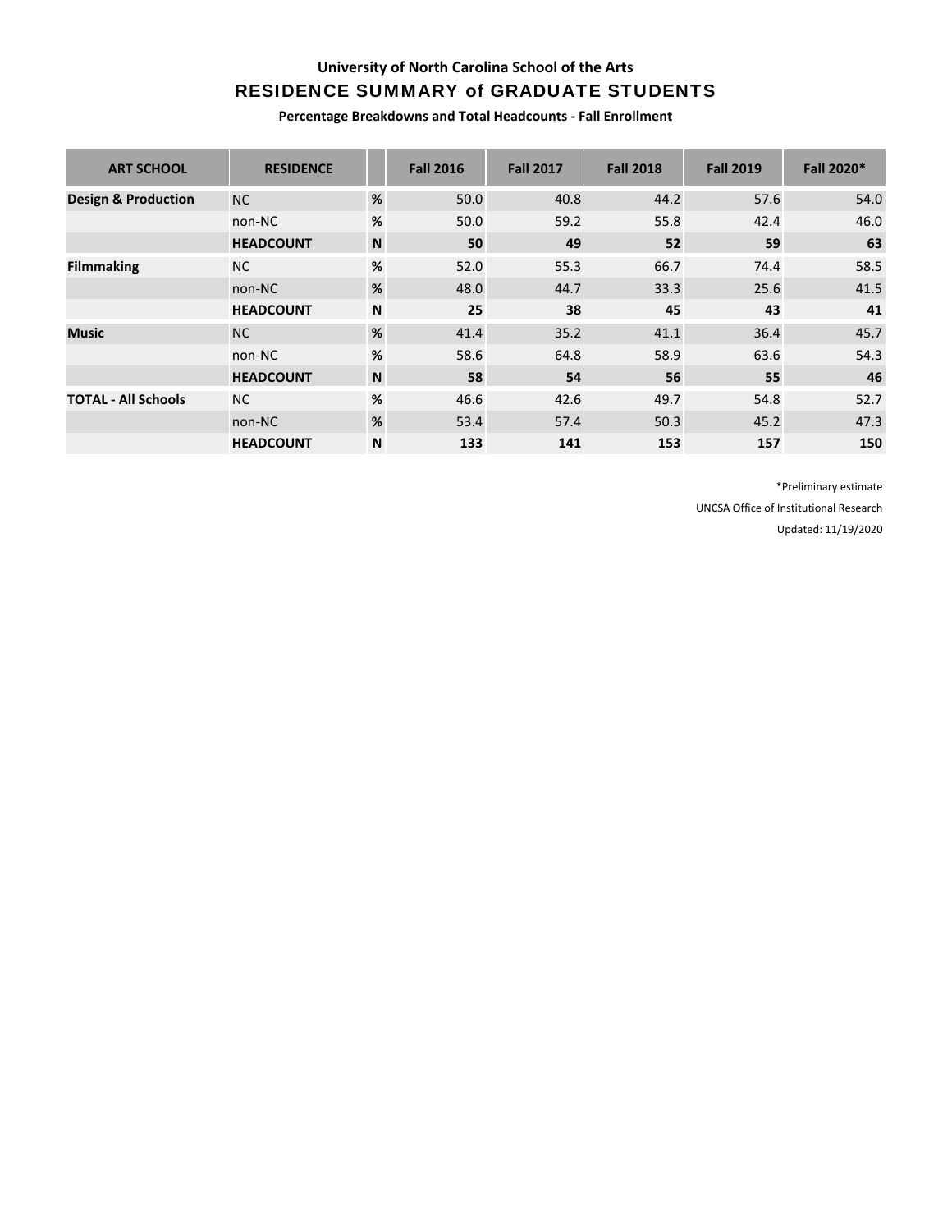University of North Carolina School of the Arts

# RESIDENCE SUMMARY of GRADUATE STUDENTS

**Percentage Breakdowns and Total Headcounts - Fall Enrollment**

| ART SCHOOL | RESIDENCE | | Fall 2016 | Fall 2017 | Fall 2018 | Fall 2019 | Fall 2020* |
|---|---|---|---|---|---|---|---|
| **Design & Production** | NC | % | 50.0 | 40.8 | 44.2 | 57.6 | 54.0 |
| | non-NC | % | 50.0 | 59.2 | 55.8 | 42.4 | 46.0 |
| | **HEADCOUNT** | **N** | **50** | **49** | **52** | **59** | **63** |
| **Filmmaking** | NC | % | 52.0 | 55.3 | 66.7 | 74.4 | 58.5 |
| | non-NC | % | 48.0 | 44.7 | 33.3 | 25.6 | 41.5 |
| | **HEADCOUNT** | **N** | **25** | **38** | **45** | **43** | **41** |
| **Music** | NC | % | 41.4 | 35.2 | 41.1 | 36.4 | 45.7 |
| | non-NC | % | 58.6 | 64.8 | 58.9 | 63.6 | 54.3 |
| | **HEADCOUNT** | **N** | **58** | **54** | **56** | **55** | **46** |
| **TOTAL - All Schools** | NC | % | 46.6 | 42.6 | 49.7 | 54.8 | 52.7 |
| | non-NC | % | 53.4 | 57.4 | 50.3 | 45.2 | 47.3 |
| | **HEADCOUNT** | **N** | **133** | **141** | **153** | **157** | **150** |

*Preliminary estimate

UNCSA Office of Institutional Research

Updated: 11/19/2020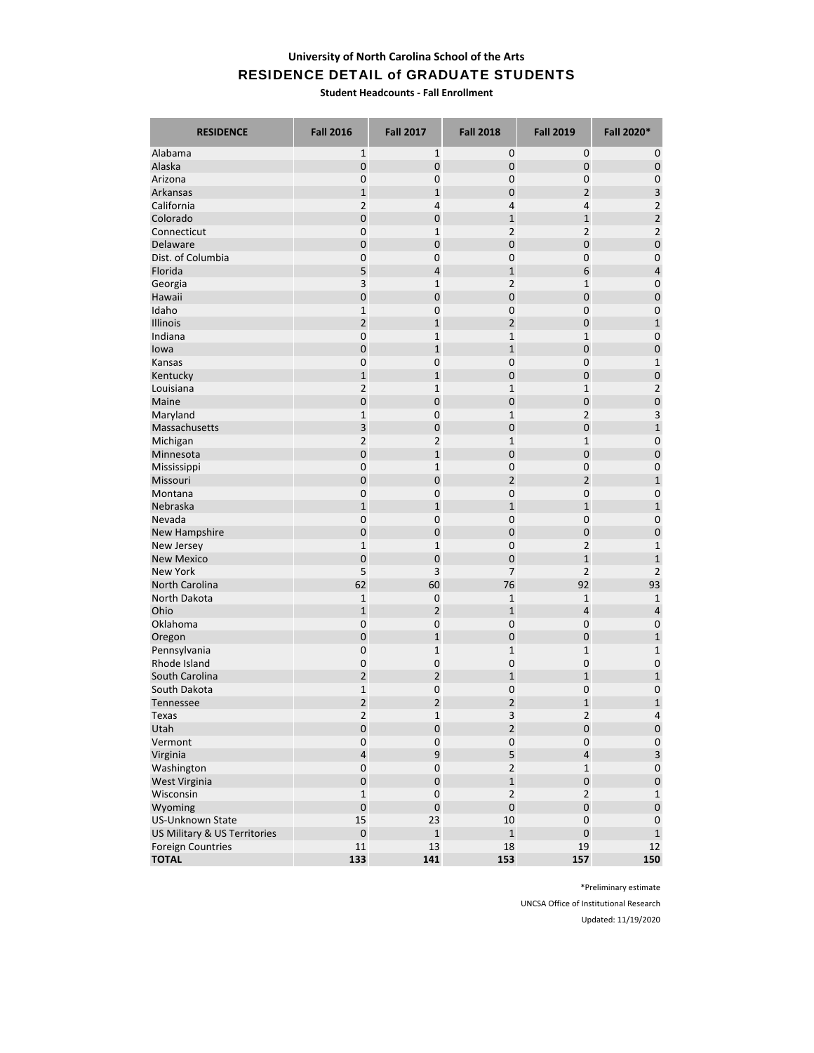**University of North Carolina School of the Arts**

# RESIDENCE DETAIL of GRADUATE STUDENTS

**Student Headcounts - Fall Enrollment**

| RESIDENCE | Fall 2016 | Fall 2017 | Fall 2018 | Fall 2019 | Fall 2020* |
|---|---|---|---|---|---|
| Alabama | 1 | 1 | 0 | 0 | 0 |
| Alaska | 0 | 0 | 0 | 0 | 0 |
| Arizona | 0 | 0 | 0 | 0 | 0 |
| Arkansas | 1 | 1 | 0 | 2 | 3 |
| California | 2 | 4 | 4 | 4 | 2 |
| Colorado | 0 | 0 | 1 | 1 | 2 |
| Connecticut | 0 | 1 | 2 | 2 | 2 |
| Delaware | 0 | 0 | 0 | 0 | 0 |
| Dist. of Columbia | 0 | 0 | 0 | 0 | 0 |
| Florida | 5 | 4 | 1 | 6 | 4 |
| Georgia | 3 | 1 | 2 | 1 | 0 |
| Hawaii | 0 | 0 | 0 | 0 | 0 |
| Idaho | 1 | 0 | 0 | 0 | 0 |
| Illinois | 2 | 1 | 2 | 0 | 1 |
| Indiana | 0 | 1 | 1 | 1 | 0 |
| Iowa | 0 | 1 | 1 | 0 | 0 |
| Kansas | 0 | 0 | 0 | 0 | 1 |
| Kentucky | 1 | 1 | 0 | 0 | 0 |
| Louisiana | 2 | 1 | 1 | 1 | 2 |
| Maine | 0 | 0 | 0 | 0 | 0 |
| Maryland | 1 | 0 | 1 | 2 | 3 |
| Massachusetts | 3 | 0 | 0 | 0 | 1 |
| Michigan | 2 | 2 | 1 | 1 | 0 |
| Minnesota | 0 | 1 | 0 | 0 | 0 |
| Mississippi | 0 | 1 | 0 | 0 | 0 |
| Missouri | 0 | 0 | 2 | 2 | 1 |
| Montana | 0 | 0 | 0 | 0 | 0 |
| Nebraska | 1 | 1 | 1 | 1 | 1 |
| Nevada | 0 | 0 | 0 | 0 | 0 |
| New Hampshire | 0 | 0 | 0 | 0 | 0 |
| New Jersey | 1 | 1 | 0 | 2 | 1 |
| New Mexico | 0 | 0 | 0 | 1 | 1 |
| New York | 5 | 3 | 7 | 2 | 2 |
| North Carolina | 62 | 60 | 76 | 92 | 93 |
| North Dakota | 1 | 0 | 1 | 1 | 1 |
| Ohio | 1 | 2 | 1 | 4 | 4 |
| Oklahoma | 0 | 0 | 0 | 0 | 0 |
| Oregon | 0 | 1 | 0 | 0 | 1 |
| Pennsylvania | 0 | 1 | 1 | 1 | 1 |
| Rhode Island | 0 | 0 | 0 | 0 | 0 |
| South Carolina | 2 | 2 | 1 | 1 | 1 |
| South Dakota | 1 | 0 | 0 | 0 | 0 |
| Tennessee | 2 | 2 | 2 | 1 | 1 |
| Texas | 2 | 1 | 3 | 2 | 4 |
| Utah | 0 | 0 | 2 | 0 | 0 |
| Vermont | 0 | 0 | 0 | 0 | 0 |
| Virginia | 4 | 9 | 5 | 4 | 3 |
| Washington | 0 | 0 | 2 | 1 | 0 |
| West Virginia | 0 | 0 | 1 | 0 | 0 |
| Wisconsin | 1 | 0 | 2 | 2 | 1 |
| Wyoming | 0 | 0 | 0 | 0 | 0 |
| US-Unknown State | 15 | 23 | 10 | 0 | 0 |
| US Military & US Territories | 0 | 1 | 1 | 0 | 1 |
| Foreign Countries | 11 | 13 | 18 | 19 | 12 |
| **TOTAL** | **133** | **141** | **153** | **157** | **150** |

*Preliminary estimate

UNCSA Office of Institutional Research

Updated: 11/19/2020